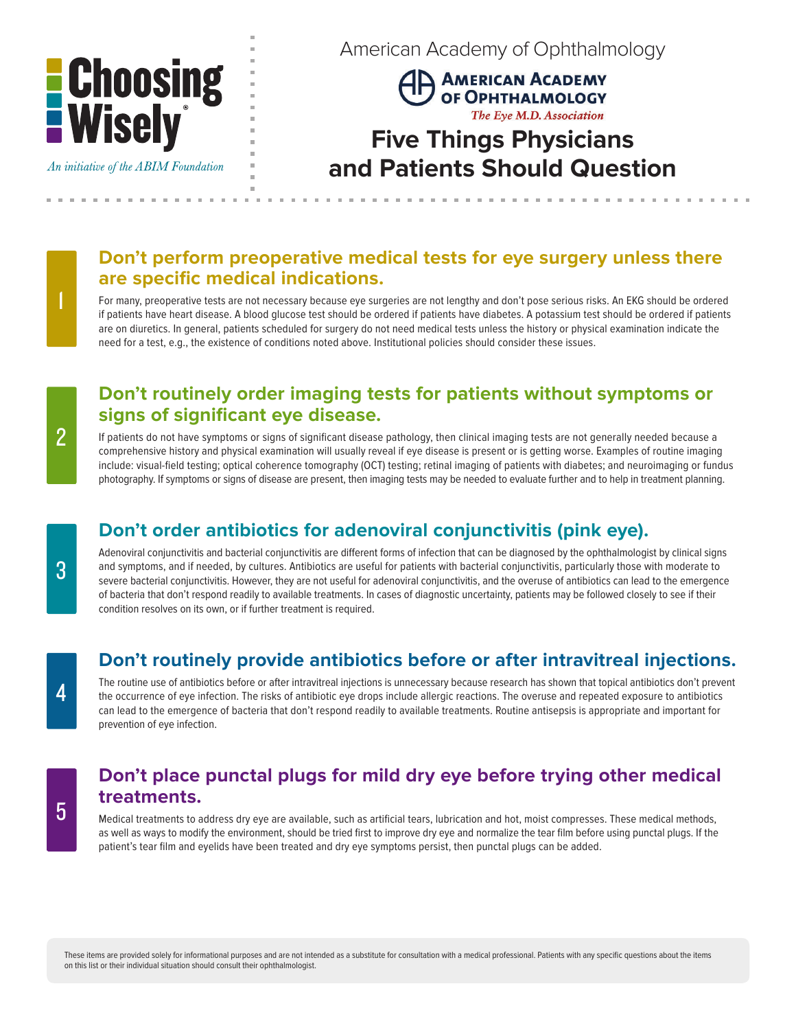Choosing Wisely®

*An initiative of the ABIM Foundation*

American Academy of Ophthalmology

AMERICAN ACADEMY OF OPHTHALMOLOGY

*The Eye M.D. Association*

# Five Things Physicians and Patients Should Question

## 1 Don't perform preoperative medical tests for eye surgery unless there are specific medical indications.

For many, preoperative tests are not necessary because eye surgeries are not lengthy and don't pose serious risks. An EKG should be ordered if patients have heart disease. A blood glucose test should be ordered if patients have diabetes. A potassium test should be ordered if patients are on diuretics. In general, patients scheduled for surgery do not need medical tests unless the history or physical examination indicate the need for a test, e.g., the existence of conditions noted above. Institutional policies should consider these issues.

## 2 Don't routinely order imaging tests for patients without symptoms or signs of significant eye disease.

If patients do not have symptoms or signs of significant disease pathology, then clinical imaging tests are not generally needed because a comprehensive history and physical examination will usually reveal if eye disease is present or is getting worse. Examples of routine imaging include: visual-field testing; optical coherence tomography (OCT) testing; retinal imaging of patients with diabetes; and neuroimaging or fundus photography. If symptoms or signs of disease are present, then imaging tests may be needed to evaluate further and to help in treatment planning.

## 3 Don't order antibiotics for adenoviral conjunctivitis (pink eye).

Adenoviral conjunctivitis and bacterial conjunctivitis are different forms of infection that can be diagnosed by the ophthalmologist by clinical signs and symptoms, and if needed, by cultures. Antibiotics are useful for patients with bacterial conjunctivitis, particularly those with moderate to severe bacterial conjunctivitis. However, they are not useful for adenoviral conjunctivitis, and the overuse of antibiotics can lead to the emergence of bacteria that don't respond readily to available treatments. In cases of diagnostic uncertainty, patients may be followed closely to see if their condition resolves on its own, or if further treatment is required.

## 4 Don't routinely provide antibiotics before or after intravitreal injections.

The routine use of antibiotics before or after intravitreal injections is unnecessary because research has shown that topical antibiotics don't prevent the occurrence of eye infection. The risks of antibiotic eye drops include allergic reactions. The overuse and repeated exposure to antibiotics can lead to the emergence of bacteria that don't respond readily to available treatments. Routine antisepsis is appropriate and important for prevention of eye infection.

## 5 Don't place punctal plugs for mild dry eye before trying other medical treatments.

Medical treatments to address dry eye are available, such as artificial tears, lubrication and hot, moist compresses. These medical methods, as well as ways to modify the environment, should be tried first to improve dry eye and normalize the tear film before using punctal plugs. If the patient's tear film and eyelids have been treated and dry eye symptoms persist, then punctal plugs can be added.

These items are provided solely for informational purposes and are not intended as a substitute for consultation with a medical professional. Patients with any specific questions about the items on this list or their individual situation should consult their ophthalmologist.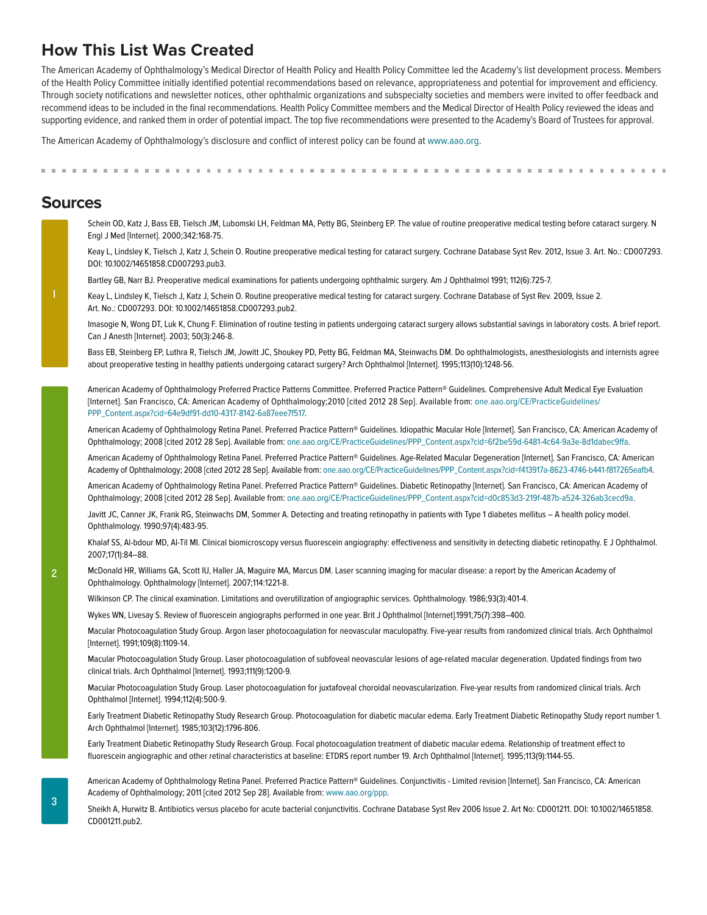## How This List Was Created

The American Academy of Ophthalmology's Medical Director of Health Policy and Health Policy Committee led the Academy's list development process. Members of the Health Policy Committee initially identified potential recommendations based on relevance, appropriateness and potential for improvement and efficiency. Through society notifications and newsletter notices, other ophthalmic organizations and subspecialty societies and members were invited to offer feedback and recommend ideas to be included in the final recommendations. Health Policy Committee members and the Medical Director of Health Policy reviewed the ideas and supporting evidence, and ranked them in order of potential impact. The top five recommendations were presented to the Academy's Board of Trustees for approval.

The American Academy of Ophthalmology's disclosure and conflict of interest policy can be found at www.aao.org.

## Sources

**1**

Schein OD, Katz J, Bass EB, Tielsch JM, Lubomski LH, Feldman MA, Petty BG, Steinberg EP. The value of routine preoperative medical testing before cataract surgery. N Engl J Med [Internet]. 2000;342:168-75.

Keay L, Lindsley K, Tielsch J, Katz J, Schein O. Routine preoperative medical testing for cataract surgery. Cochrane Database Syst Rev. 2012, Issue 3. Art. No.: CD007293. DOI: 10.1002/14651858.CD007293.pub3.

Bartley GB, Narr BJ. Preoperative medical examinations for patients undergoing ophthalmic surgery. Am J Ophthalmol 1991; 112(6):725-7.

Keay L, Lindsley K, Tielsch J, Katz J, Schein O. Routine preoperative medical testing for cataract surgery. Cochrane Database of Syst Rev. 2009, Issue 2. Art. No.: CD007293. DOI: 10.1002/14651858.CD007293.pub2.

Imasogie N, Wong DT, Luk K, Chung F. Elimination of routine testing in patients undergoing cataract surgery allows substantial savings in laboratory costs. A brief report. Can J Anesth [Internet]. 2003; 50(3):246-8.

Bass EB, Steinberg EP, Luthra R, Tielsch JM, Jowitt JC, Shoukey PD, Petty BG, Feldman MA, Steinwachs DM. Do ophthalmologists, anesthesiologists and internists agree about preoperative testing in healthy patients undergoing cataract surgery? Arch Ophthalmol [Internet]. 1995;113(10):1248-56.

**2**

American Academy of Ophthalmology Preferred Practice Patterns Committee. Preferred Practice Pattern® Guidelines. Comprehensive Adult Medical Eye Evaluation [Internet]. San Francisco, CA: American Academy of Ophthalmology;2010 [cited 2012 28 Sep]. Available from: one.aao.org/CE/PracticeGuidelines/PPP_Content.aspx?cid=64e9df91-dd10-4317-8142-6a87eee7f517.

American Academy of Ophthalmology Retina Panel. Preferred Practice Pattern® Guidelines. Idiopathic Macular Hole [Internet]. San Francisco, CA: American Academy of Ophthalmology; 2008 [cited 2012 28 Sep]. Available from: one.aao.org/CE/PracticeGuidelines/PPP_Content.aspx?cid=6f2be59d-6481-4c64-9a3e-8d1dabec9ffa.

American Academy of Ophthalmology Retina Panel. Preferred Practice Pattern® Guidelines. Age-Related Macular Degeneration [Internet]. San Francisco, CA: American Academy of Ophthalmology; 2008 [cited 2012 28 Sep]. Available from: one.aao.org/CE/PracticeGuidelines/PPP_Content.aspx?cid=f413917a-8623-4746-b441-f817265eafb4.

American Academy of Ophthalmology Retina Panel. Preferred Practice Pattern® Guidelines. Diabetic Retinopathy [Internet]. San Francisco, CA: American Academy of Ophthalmology; 2008 [cited 2012 28 Sep]. Available from: one.aao.org/CE/PracticeGuidelines/PPP_Content.aspx?cid=d0c853d3-219f-487b-a524-326ab3cecd9a.

Javitt JC, Canner JK, Frank RG, Steinwachs DM, Sommer A. Detecting and treating retinopathy in patients with Type 1 diabetes mellitus – A health policy model. Ophthalmology. 1990;97(4):483-95.

Khalaf SS, Al-bdour MD, Al-Til MI. Clinical biomicroscopy versus fluorescein angiography: effectiveness and sensitivity in detecting diabetic retinopathy. E J Ophthalmol. 2007;17(1):84–88.

McDonald HR, Williams GA, Scott IU, Haller JA, Maguire MA, Marcus DM. Laser scanning imaging for macular disease: a report by the American Academy of Ophthalmology. Ophthalmology [Internet]. 2007;114:1221-8.

Wilkinson CP. The clinical examination. Limitations and overutilization of angiographic services. Ophthalmology. 1986;93(3):401-4.

Wykes WN, Livesay S. Review of fluorescein angiographs performed in one year. Brit J Ophthalmol [Internet].1991;75(7):398–400.

Macular Photocoagulation Study Group. Argon laser photocoagulation for neovascular maculopathy. Five-year results from randomized clinical trials. Arch Ophthalmol [Internet]. 1991;109(8):1109-14.

Macular Photocoagulation Study Group. Laser photocoagulation of subfoveal neovascular lesions of age-related macular degeneration. Updated findings from two clinical trials. Arch Ophthalmol [Internet]. 1993;111(9):1200-9.

Macular Photocoagulation Study Group. Laser photocoagulation for juxtafoveal choroidal neovascularization. Five-year results from randomized clinical trials. Arch Ophthalmol [Internet]. 1994;112(4):500-9.

Early Treatment Diabetic Retinopathy Study Research Group. Photocoagulation for diabetic macular edema. Early Treatment Diabetic Retinopathy Study report number 1. Arch Ophthalmol [Internet]. 1985;103(12):1796-806.

Early Treatment Diabetic Retinopathy Study Research Group. Focal photocoagulation treatment of diabetic macular edema. Relationship of treatment effect to fluorescein angiographic and other retinal characteristics at baseline: ETDRS report number 19. Arch Ophthalmol [Internet]. 1995;113(9):1144-55.

**3**

American Academy of Ophthalmology Retina Panel. Preferred Practice Pattern® Guidelines. Conjunctivitis - Limited revision [Internet]. San Francisco, CA: American Academy of Ophthalmology; 2011 [cited 2012 Sep 28]. Available from: www.aao.org/ppp.

Sheikh A, Hurwitz B. Antibiotics versus placebo for acute bacterial conjunctivitis. Cochrane Database Syst Rev 2006 Issue 2. Art No: CD001211. DOI: 10.1002/14651858.CD001211.pub2.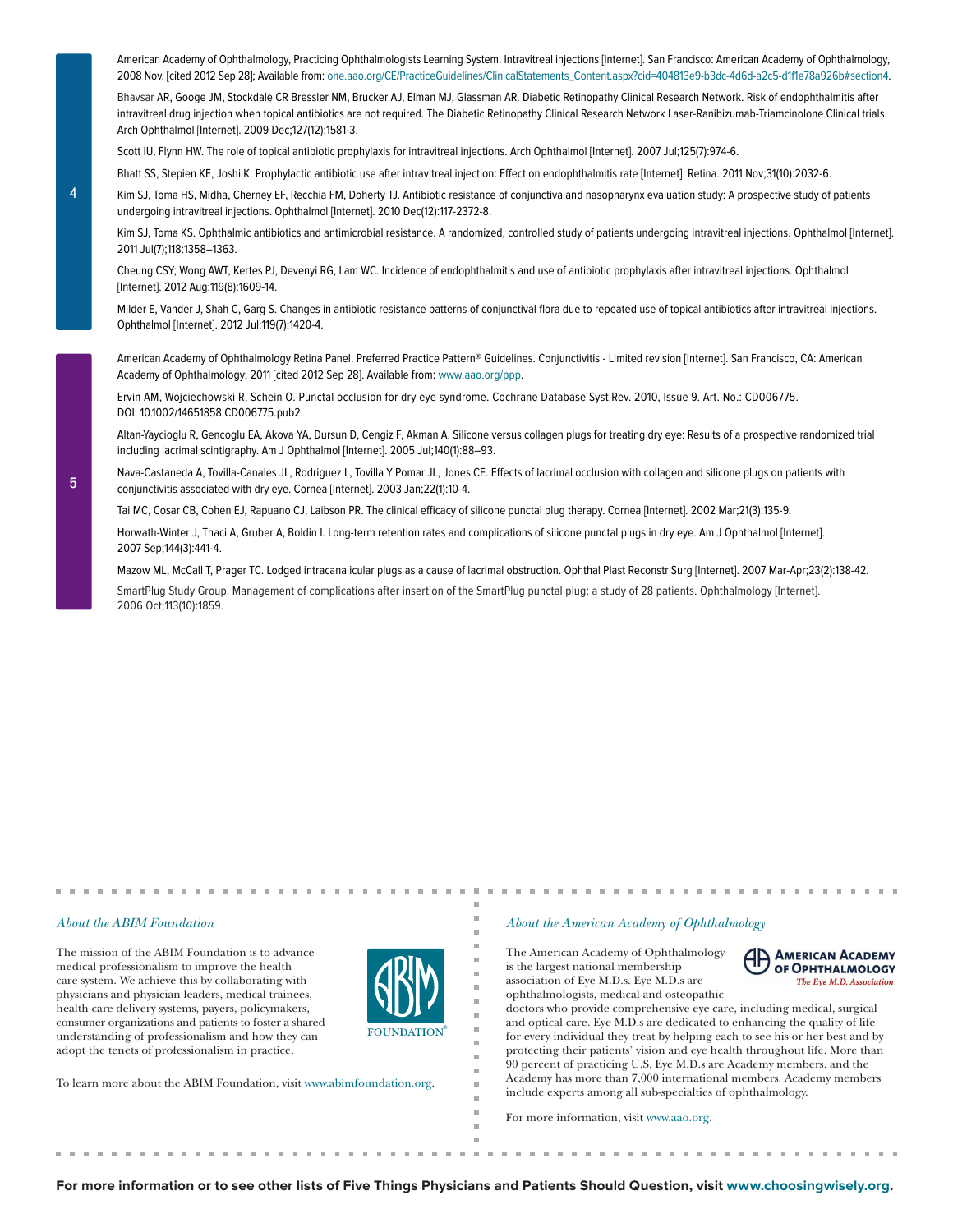4

American Academy of Ophthalmology, Practicing Ophthalmologists Learning System. Intravitreal injections [Internet]. San Francisco: American Academy of Ophthalmology, 2008 Nov. [cited 2012 Sep 28]; Available from: one.aao.org/CE/PracticeGuidelines/ClinicalStatements_Content.aspx?cid=404813e9-b3dc-4d6d-a2c5-d1f1e78a926b#section4.

Bhavsar AR, Googe JM, Stockdale CR Bressler NM, Brucker AJ, Elman MJ, Glassman AR. Diabetic Retinopathy Clinical Research Network. Risk of endophthalmitis after intravitreal drug injection when topical antibiotics are not required. The Diabetic Retinopathy Clinical Research Network Laser-Ranibizumab-Triamcinolone Clinical trials. Arch Ophthalmol [Internet]. 2009 Dec;127(12):1581-3.

Scott IU, Flynn HW. The role of topical antibiotic prophylaxis for intravitreal injections. Arch Ophthalmol [Internet]. 2007 Jul;125(7):974-6.

Bhatt SS, Stepien KE, Joshi K. Prophylactic antibiotic use after intravitreal injection: Effect on endophthalmitis rate [Internet]. Retina. 2011 Nov;31(10):2032-6.

Kim SJ, Toma HS, Midha, Cherney EF, Recchia FM, Doherty TJ. Antibiotic resistance of conjunctiva and nasopharynx evaluation study: A prospective study of patients undergoing intravitreal injections. Ophthalmol [Internet]. 2010 Dec(12):117-2372-8.

Kim SJ, Toma KS. Ophthalmic antibiotics and antimicrobial resistance. A randomized, controlled study of patients undergoing intravitreal injections. Ophthalmol [Internet]. 2011 Jul(7);118:1358–1363.

Cheung CSY; Wong AWT, Kertes PJ, Devenyi RG, Lam WC. Incidence of endophthalmitis and use of antibiotic prophylaxis after intravitreal injections. Ophthalmol [Internet]. 2012 Aug:119(8):1609-14.

Milder E, Vander J, Shah C, Garg S. Changes in antibiotic resistance patterns of conjunctival flora due to repeated use of topical antibiotics after intravitreal injections. Ophthalmol [Internet]. 2012 Jul:119(7):1420-4.

5

American Academy of Ophthalmology Retina Panel. Preferred Practice Pattern® Guidelines. Conjunctivitis - Limited revision [Internet]. San Francisco, CA: American Academy of Ophthalmology; 2011 [cited 2012 Sep 28]. Available from: www.aao.org/ppp.

Ervin AM, Wojciechowski R, Schein O. Punctal occlusion for dry eye syndrome. Cochrane Database Syst Rev. 2010, Issue 9. Art. No.: CD006775. DOI: 10.1002/14651858.CD006775.pub2.

Altan-Yaycioglu R, Gencoglu EA, Akova YA, Dursun D, Cengiz F, Akman A. Silicone versus collagen plugs for treating dry eye: Results of a prospective randomized trial including lacrimal scintigraphy. Am J Ophthalmol [Internet]. 2005 Jul;140(1):88–93.

Nava-Castaneda A, Tovilla-Canales JL, Rodriguez L, Tovilla Y Pomar JL, Jones CE. Effects of lacrimal occlusion with collagen and silicone plugs on patients with conjunctivitis associated with dry eye. Cornea [Internet]. 2003 Jan;22(1):10-4.

Tai MC, Cosar CB, Cohen EJ, Rapuano CJ, Laibson PR. The clinical efficacy of silicone punctal plug therapy. Cornea [Internet]. 2002 Mar;21(3):135-9.

Horwath-Winter J, Thaci A, Gruber A, Boldin I. Long-term retention rates and complications of silicone punctal plugs in dry eye. Am J Ophthalmol [Internet]. 2007 Sep;144(3):441-4.

Mazow ML, McCall T, Prager TC. Lodged intracanalicular plugs as a cause of lacrimal obstruction. Ophthal Plast Reconstr Surg [Internet]. 2007 Mar-Apr;23(2):138-42.

SmartPlug Study Group. Management of complications after insertion of the SmartPlug punctal plug: a study of 28 patients. Ophthalmology [Internet]. 2006 Oct;113(10):1859.

*About the ABIM Foundation*

The mission of the ABIM Foundation is to advance medical professionalism to improve the health care system. We achieve this by collaborating with physicians and physician leaders, medical trainees, health care delivery systems, payers, policymakers, consumer organizations and patients to foster a shared understanding of professionalism and how they can adopt the tenets of professionalism in practice.

To learn more about the ABIM Foundation, visit www.abimfoundation.org.

*About the American Academy of Ophthalmology*

The American Academy of Ophthalmology is the largest national membership association of Eye M.D.s. Eye M.D.s are ophthalmologists, medical and osteopathic doctors who provide comprehensive eye care, including medical, surgical and optical care. Eye M.D.s are dedicated to enhancing the quality of life for every individual they treat by helping each to see his or her best and by protecting their patients' vision and eye health throughout life. More than 90 percent of practicing U.S. Eye M.D.s are Academy members, and the Academy has more than 7,000 international members. Academy members include experts among all sub-specialties of ophthalmology.

For more information, visit www.aao.org.

**For more information or to see other lists of Five Things Physicians and Patients Should Question, visit www.choosingwisely.org.**